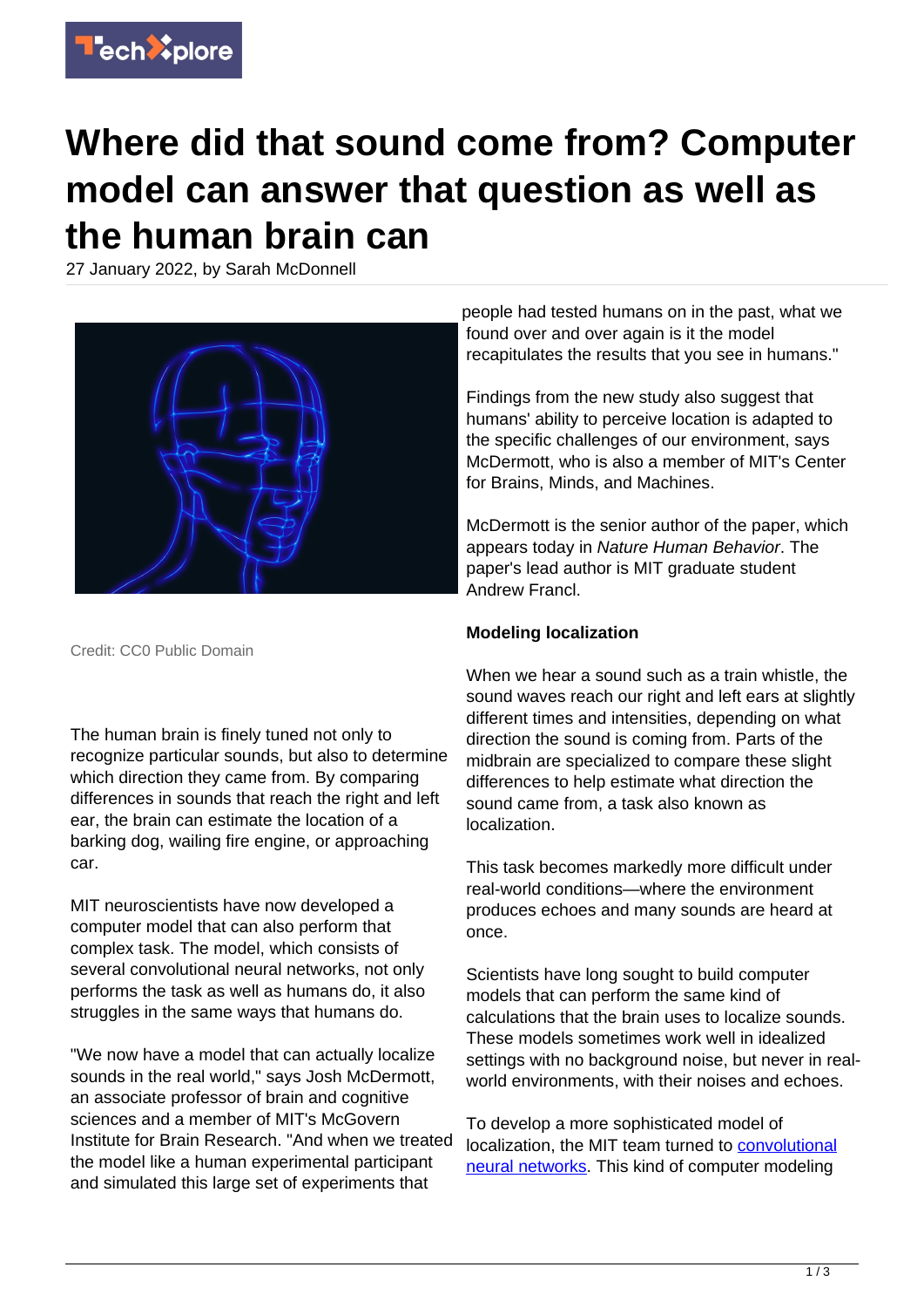# Where did that sound come from? Computer model can answer that question as well as the human brain can

27 January 2022, by Sarah McDonnell

Credit: CC0 Public Domain

The human brain is finely tuned not only to recognize particular sounds, but also to determine which direction they came from. By comparing differences in sounds that reach the right and left ear, the brain can estimate the location of a barking dog, wailing fire engine, or approaching car.

MIT neuroscientists have now developed a computer model that can also perform that complex task. The model, which consists of several convolutional neural networks, not only performs the task as well as humans do, it also struggles in the same ways that humans do.

"We now have a model that can actually localize sounds in the real world," says Josh McDermott, an associate professor of brain and cognitive sciences and a member of MIT's McGovern Institute for Brain Research. "And when we treated the model like a human experimental participant and simulated this large set of experiments that people had tested humans on in the past, what we found over and over again is it the model recapitulates the results that you see in humans."

Findings from the new study also suggest that humans' ability to perceive location is adapted to the specific challenges of our environment, says McDermott, who is also a member of MIT's Center for Brains, Minds, and Machines.

McDermott is the senior author of the paper, which appears today in *Nature Human Behavior*. The paper's lead author is MIT graduate student Andrew Francl.

**Modeling localization**

When we hear a sound such as a train whistle, the sound waves reach our right and left ears at slightly different times and intensities, depending on what direction the sound is coming from. Parts of the midbrain are specialized to compare these slight differences to help estimate what direction the sound came from, a task also known as localization.

This task becomes markedly more difficult under real-world conditions—where the environment produces echoes and many sounds are heard at once.

Scientists have long sought to build computer models that can perform the same kind of calculations that the brain uses to localize sounds. These models sometimes work well in idealized settings with no background noise, but never in real-world environments, with their noises and echoes.

To develop a more sophisticated model of localization, the MIT team turned to convolutional neural networks. This kind of computer modeling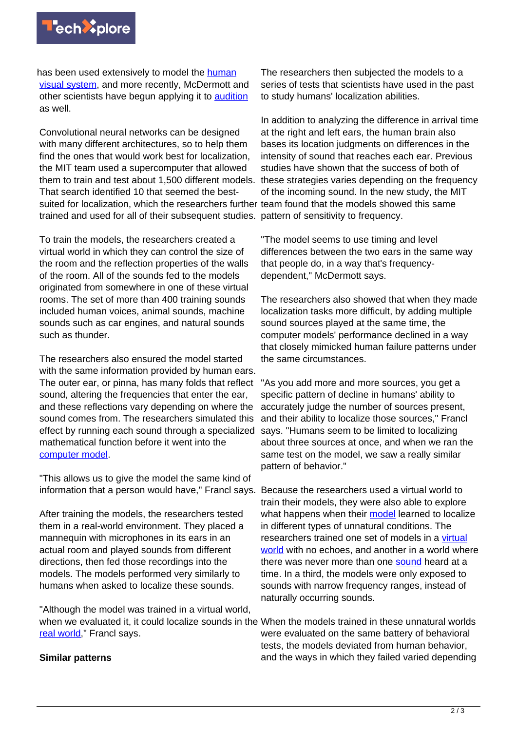has been used extensively to model the human visual system, and more recently, McDermott and other scientists have begun applying it to audition as well.

Convolutional neural networks can be designed with many different architectures, so to help them find the ones that would work best for localization, the MIT team used a supercomputer that allowed them to train and test about 1,500 different models. That search identified 10 that seemed the best-suited for localization, which the researchers further trained and used for all of their subsequent studies.

To train the models, the researchers created a virtual world in which they can control the size of the room and the reflection properties of the walls of the room. All of the sounds fed to the models originated from somewhere in one of these virtual rooms. The set of more than 400 training sounds included human voices, animal sounds, machine sounds such as car engines, and natural sounds such as thunder.

The researchers also ensured the model started with the same information provided by human ears. The outer ear, or pinna, has many folds that reflect sound, altering the frequencies that enter the ear, and these reflections vary depending on where the sound comes from. The researchers simulated this effect by running each sound through a specialized mathematical function before it went into the computer model.

"This allows us to give the model the same kind of information that a person would have," Francl says.

After training the models, the researchers tested them in a real-world environment. They placed a mannequin with microphones in its ears in an actual room and played sounds from different directions, then fed those recordings into the models. The models performed very similarly to humans when asked to localize these sounds.

"Although the model was trained in a virtual world, when we evaluated it, it could localize sounds in the real world," Francl says.

**Similar patterns**

The researchers then subjected the models to a series of tests that scientists have used in the past to study humans' localization abilities.

In addition to analyzing the difference in arrival time at the right and left ears, the human brain also bases its location judgments on differences in the intensity of sound that reaches each ear. Previous studies have shown that the success of both of these strategies varies depending on the frequency of the incoming sound. In the new study, the MIT team found that the models showed this same pattern of sensitivity to frequency.

"The model seems to use timing and level differences between the two ears in the same way that people do, in a way that's frequency-dependent," McDermott says.

The researchers also showed that when they made localization tasks more difficult, by adding multiple sound sources played at the same time, the computer models' performance declined in a way that closely mimicked human failure patterns under the same circumstances.

"As you add more and more sources, you get a specific pattern of decline in humans' ability to accurately judge the number of sources present, and their ability to localize those sources," Francl says. "Humans seem to be limited to localizing about three sources at once, and when we ran the same test on the model, we saw a really similar pattern of behavior."

Because the researchers used a virtual world to train their models, they were also able to explore what happens when their model learned to localize in different types of unnatural conditions. The researchers trained one set of models in a virtual world with no echoes, and another in a world where there was never more than one sound heard at a time. In a third, the models were only exposed to sounds with narrow frequency ranges, instead of naturally occurring sounds.

When the models trained in these unnatural worlds were evaluated on the same battery of behavioral tests, the models deviated from human behavior, and the ways in which they failed varied depending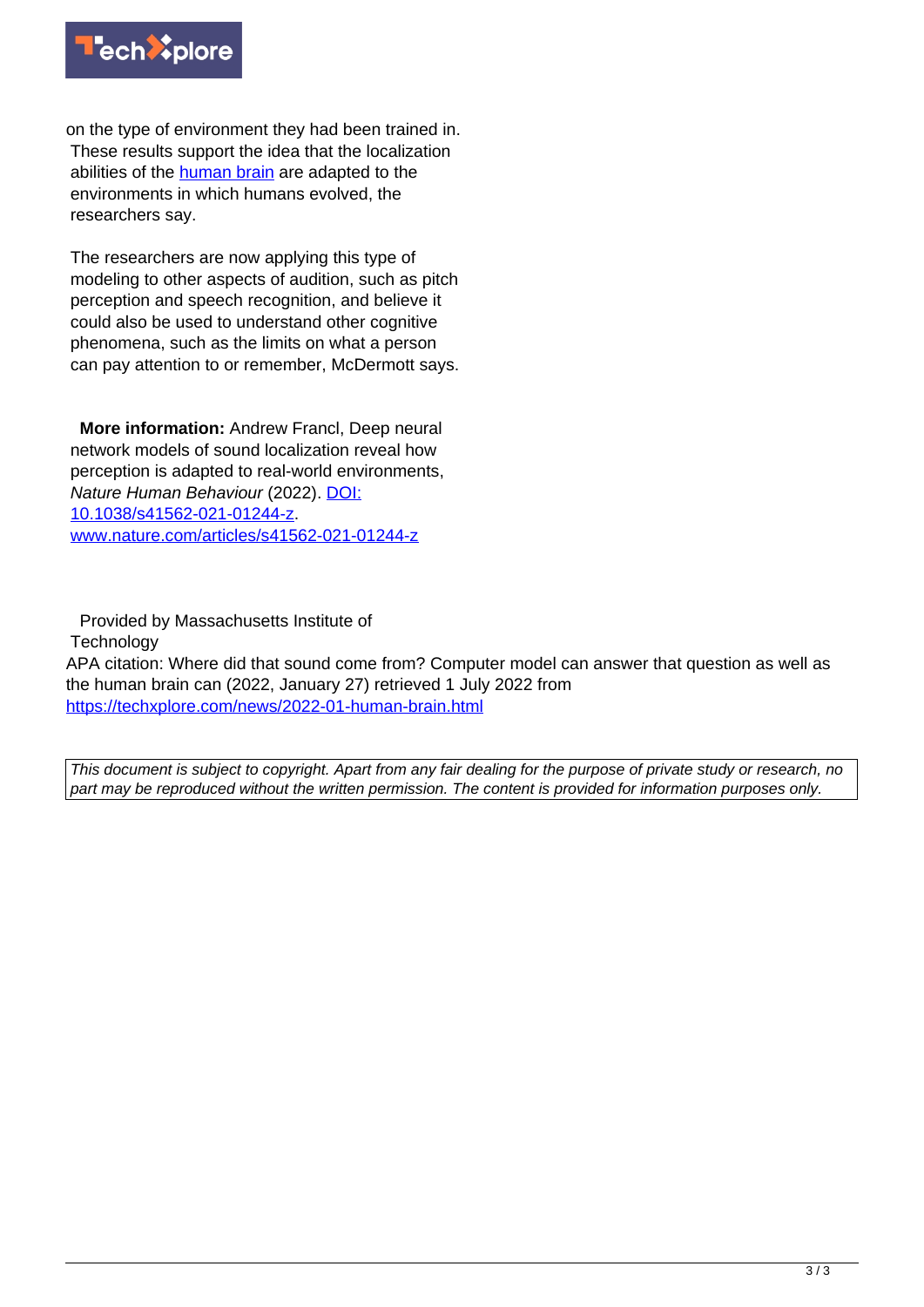on the type of environment they had been trained in. These results support the idea that the localization abilities of the human brain are adapted to the environments in which humans evolved, the researchers say.

The researchers are now applying this type of modeling to other aspects of audition, such as pitch perception and speech recognition, and believe it could also be used to understand other cognitive phenomena, such as the limits on what a person can pay attention to or remember, McDermott says.

**More information:** Andrew Francl, Deep neural network models of sound localization reveal how perception is adapted to real-world environments, *Nature Human Behaviour* (2022). DOI: 10.1038/s41562-021-01244-z. www.nature.com/articles/s41562-021-01244-z

Provided by Massachusetts Institute of Technology

APA citation: Where did that sound come from? Computer model can answer that question as well as the human brain can (2022, January 27) retrieved 1 July 2022 from https://techxplore.com/news/2022-01-human-brain.html

*This document is subject to copyright. Apart from any fair dealing for the purpose of private study or research, no part may be reproduced without the written permission. The content is provided for information purposes only.*